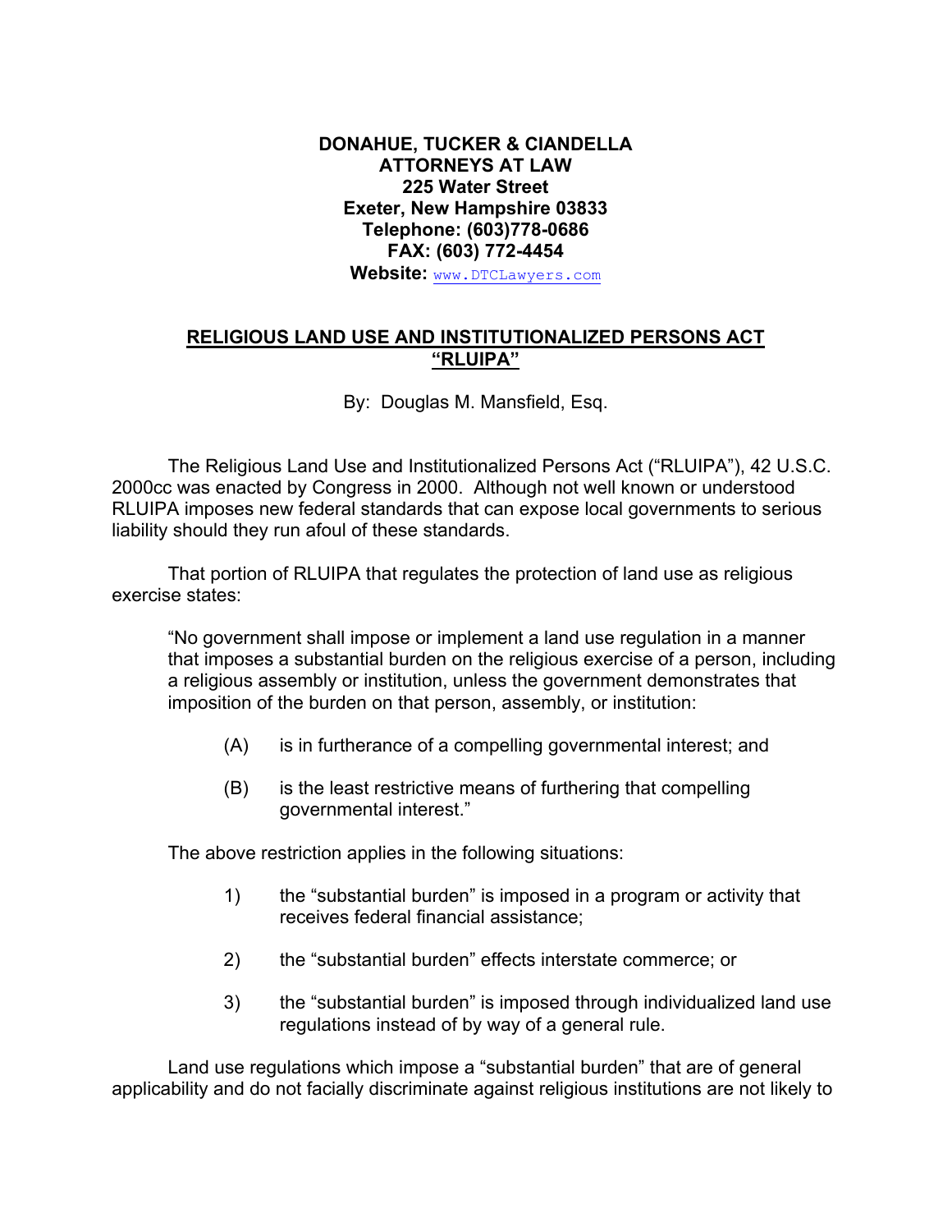**DONAHUE, TUCKER & CIANDELLA**
**ATTORNEYS AT LAW**
**225 Water Street**
**Exeter, New Hampshire 03833**
**Telephone: (603)778-0686**
**FAX: (603) 772-4454**
**Website:** www.DTCLawyers.com

## RELIGIOUS LAND USE AND INSTITUTIONALIZED PERSONS ACT "RLUIPA"

By: Douglas M. Mansfield, Esq.

The Religious Land Use and Institutionalized Persons Act ("RLUIPA"), 42 U.S.C. 2000cc was enacted by Congress in 2000. Although not well known or understood RLUIPA imposes new federal standards that can expose local governments to serious liability should they run afoul of these standards.

That portion of RLUIPA that regulates the protection of land use as religious exercise states:

> "No government shall impose or implement a land use regulation in a manner that imposes a substantial burden on the religious exercise of a person, including a religious assembly or institution, unless the government demonstrates that imposition of the burden on that person, assembly, or institution:
>
> (A) is in furtherance of a compelling governmental interest; and
>
> (B) is the least restrictive means of furthering that compelling governmental interest."

The above restriction applies in the following situations:

1) the "substantial burden" is imposed in a program or activity that receives federal financial assistance;

2) the "substantial burden" effects interstate commerce; or

3) the "substantial burden" is imposed through individualized land use regulations instead of by way of a general rule.

Land use regulations which impose a "substantial burden" that are of general applicability and do not facially discriminate against religious institutions are not likely to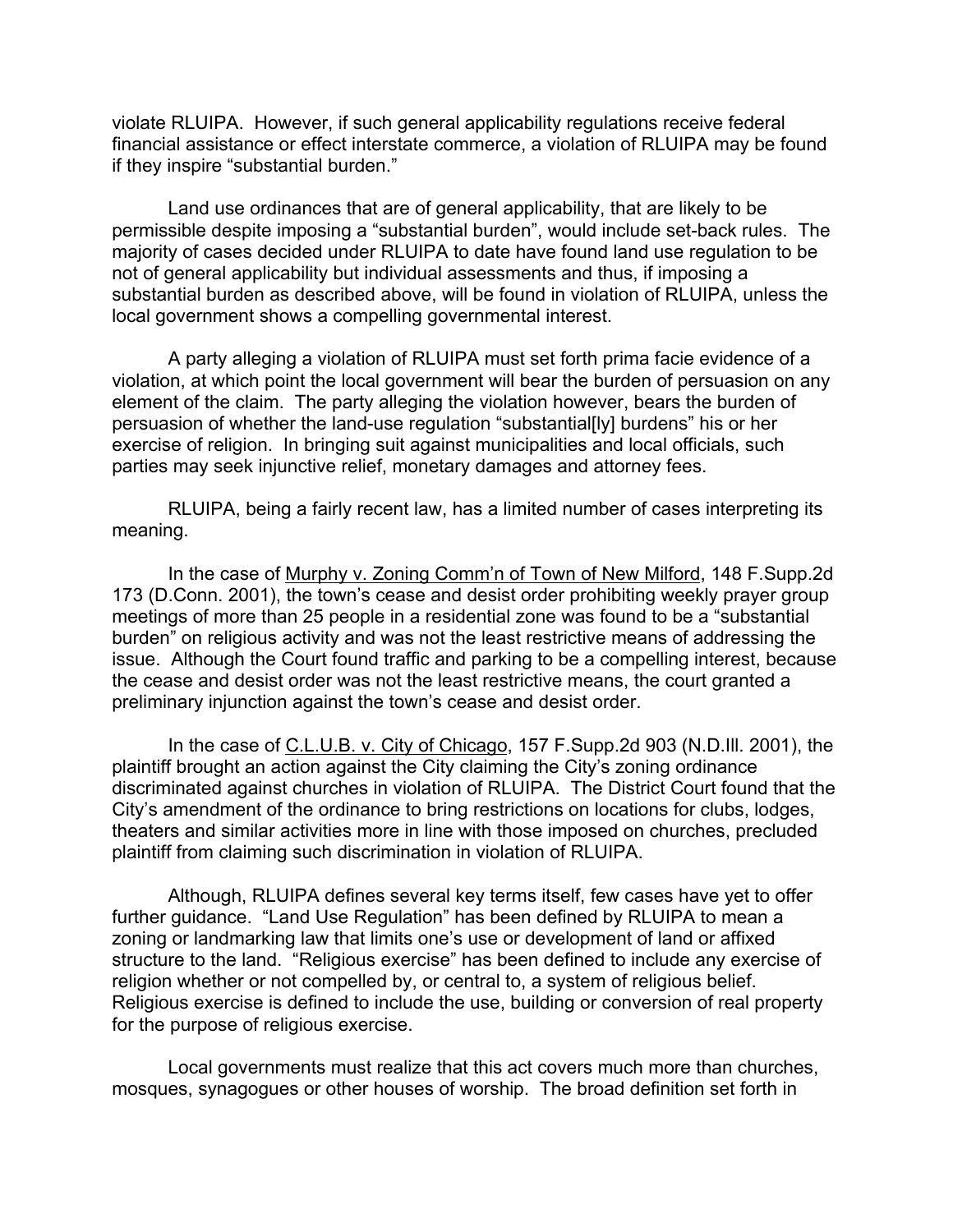violate RLUIPA. However, if such general applicability regulations receive federal financial assistance or effect interstate commerce, a violation of RLUIPA may be found if they inspire "substantial burden."

Land use ordinances that are of general applicability, that are likely to be permissible despite imposing a "substantial burden", would include set-back rules. The majority of cases decided under RLUIPA to date have found land use regulation to be not of general applicability but individual assessments and thus, if imposing a substantial burden as described above, will be found in violation of RLUIPA, unless the local government shows a compelling governmental interest.

A party alleging a violation of RLUIPA must set forth prima facie evidence of a violation, at which point the local government will bear the burden of persuasion on any element of the claim. The party alleging the violation however, bears the burden of persuasion of whether the land-use regulation "substantial[ly] burdens" his or her exercise of religion. In bringing suit against municipalities and local officials, such parties may seek injunctive relief, monetary damages and attorney fees.

RLUIPA, being a fairly recent law, has a limited number of cases interpreting its meaning.

In the case of <u>Murphy v. Zoning Comm'n of Town of New Milford</u>, 148 F.Supp.2d 173 (D.Conn. 2001), the town's cease and desist order prohibiting weekly prayer group meetings of more than 25 people in a residential zone was found to be a "substantial burden" on religious activity and was not the least restrictive means of addressing the issue. Although the Court found traffic and parking to be a compelling interest, because the cease and desist order was not the least restrictive means, the court granted a preliminary injunction against the town's cease and desist order.

In the case of <u>C.L.U.B. v. City of Chicago</u>, 157 F.Supp.2d 903 (N.D.Ill. 2001), the plaintiff brought an action against the City claiming the City's zoning ordinance discriminated against churches in violation of RLUIPA. The District Court found that the City's amendment of the ordinance to bring restrictions on locations for clubs, lodges, theaters and similar activities more in line with those imposed on churches, precluded plaintiff from claiming such discrimination in violation of RLUIPA.

Although, RLUIPA defines several key terms itself, few cases have yet to offer further guidance. "Land Use Regulation" has been defined by RLUIPA to mean a zoning or landmarking law that limits one's use or development of land or affixed structure to the land. "Religious exercise" has been defined to include any exercise of religion whether or not compelled by, or central to, a system of religious belief. Religious exercise is defined to include the use, building or conversion of real property for the purpose of religious exercise.

Local governments must realize that this act covers much more than churches, mosques, synagogues or other houses of worship. The broad definition set forth in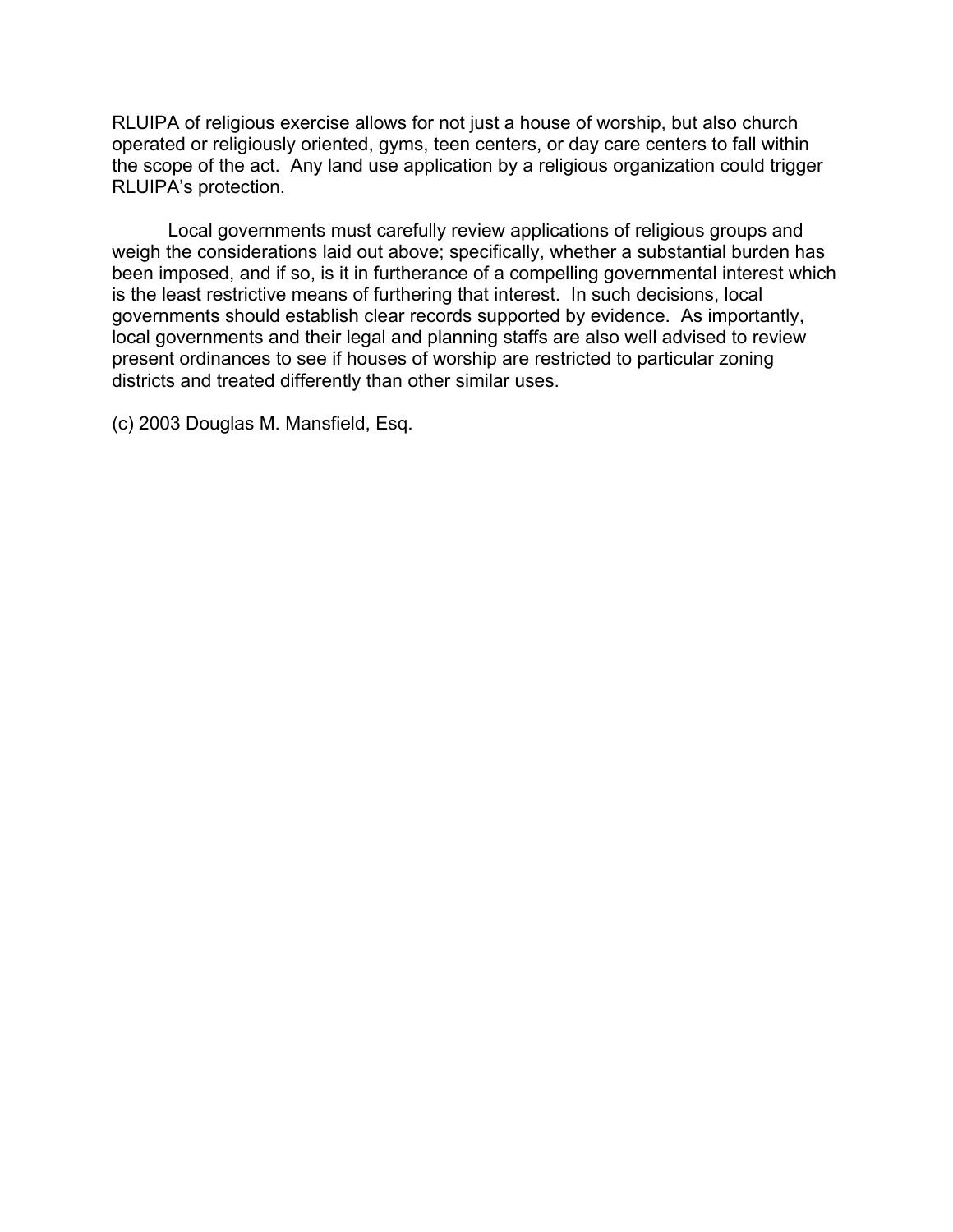RLUIPA of religious exercise allows for not just a house of worship, but also church operated or religiously oriented, gyms, teen centers, or day care centers to fall within the scope of the act. Any land use application by a religious organization could trigger RLUIPA's protection.

Local governments must carefully review applications of religious groups and weigh the considerations laid out above; specifically, whether a substantial burden has been imposed, and if so, is it in furtherance of a compelling governmental interest which is the least restrictive means of furthering that interest. In such decisions, local governments should establish clear records supported by evidence. As importantly, local governments and their legal and planning staffs are also well advised to review present ordinances to see if houses of worship are restricted to particular zoning districts and treated differently than other similar uses.

(c) 2003 Douglas M. Mansfield, Esq.